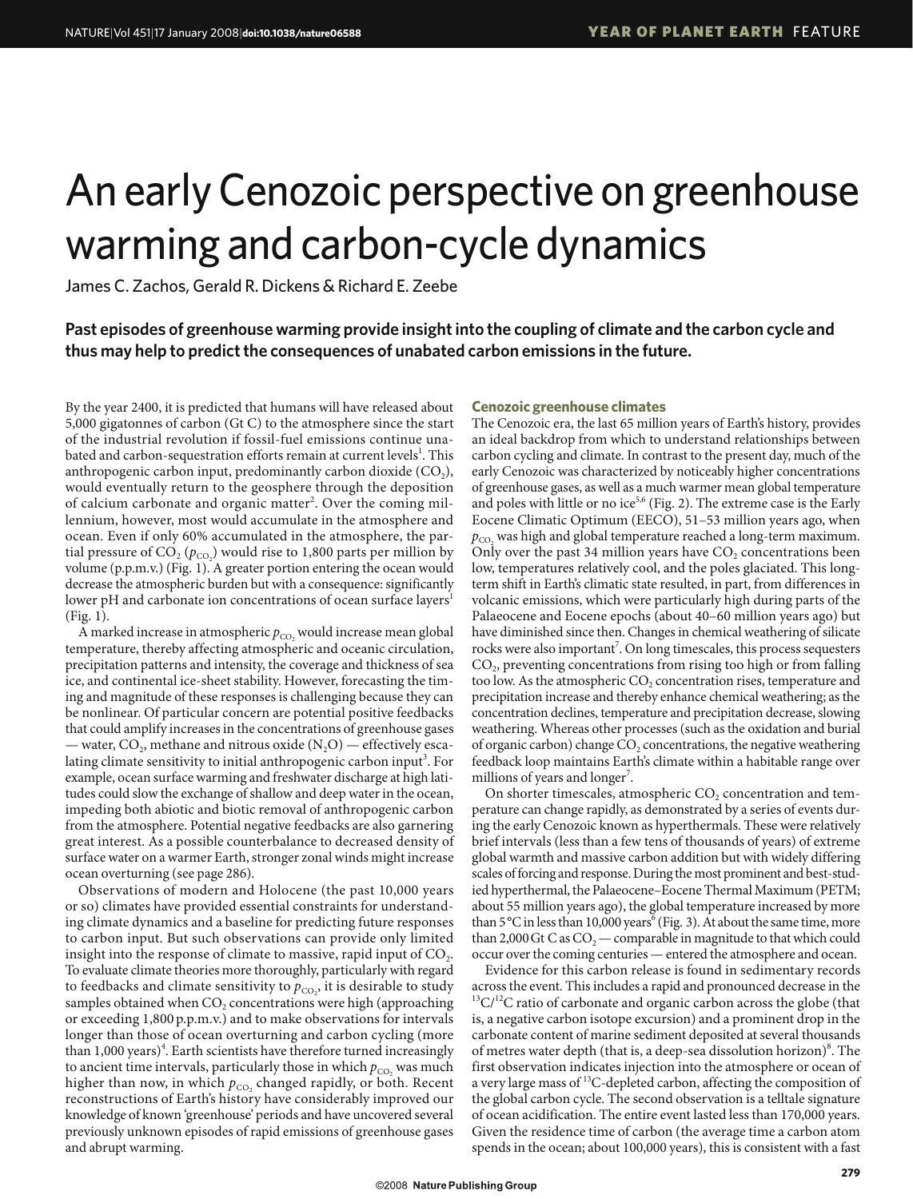# An early Cenozoic perspective on greenhouse warming and carbon-cycle dynamics

James C. Zachos, Gerald R. Dickens & Richard E. Zeebe

**Past episodes of greenhouse warming provide insight into the coupling of climate and the carbon cycle and thus may help to predict the consequences of unabated carbon emissions in the future.**

By the year 2400, it is predicted that humans will have released about 5,000 gigatonnes of carbon (Gt C) to the atmosphere since the start of the industrial revolution if fossil-fuel emissions continue unabated and carbon-sequestration efforts remain at current levels[1]. This anthropogenic carbon input, predominantly carbon dioxide ($CO_2$), would eventually return to the geosphere through the deposition of calcium carbonate and organic matter[2]. Over the coming millennium, however, most would accumulate in the atmosphere and ocean. Even if only 60% accumulated in the atmosphere, the partial pressure of $CO_2$ ($p_{CO_2}$) would rise to 1,800 parts per million by volume (p.p.m.v.) (Fig. 1). A greater portion entering the ocean would decrease the atmospheric burden but with a consequence: significantly lower pH and carbonate ion concentrations of ocean surface layers[1] (Fig. 1).

A marked increase in atmospheric $p_{CO_2}$ would increase mean global temperature, thereby affecting atmospheric and oceanic circulation, precipitation patterns and intensity, the coverage and thickness of sea ice, and continental ice-sheet stability. However, forecasting the timing and magnitude of these responses is challenging because they can be nonlinear. Of particular concern are potential positive feedbacks that could amplify increases in the concentrations of greenhouse gases — water, $CO_2$, methane and nitrous oxide ($N_2O$) — effectively escalating climate sensitivity to initial anthropogenic carbon input[3]. For example, ocean surface warming and freshwater discharge at high latitudes could slow the exchange of shallow and deep water in the ocean, impeding both abiotic and biotic removal of anthropogenic carbon from the atmosphere. Potential negative feedbacks are also garnering great interest. As a possible counterbalance to decreased density of surface water on a warmer Earth, stronger zonal winds might increase ocean overturning (see page 286).

Observations of modern and Holocene (the past 10,000 years or so) climates have provided essential constraints for understanding climate dynamics and a baseline for predicting future responses to carbon input. But such observations can provide only limited insight into the response of climate to massive, rapid input of $CO_2$. To evaluate climate theories more thoroughly, particularly with regard to feedbacks and climate sensitivity to $p_{CO_2}$, it is desirable to study samples obtained when $CO_2$ concentrations were high (approaching or exceeding 1,800 p.p.m.v.) and to make observations for intervals longer than those of ocean overturning and carbon cycling (more than 1,000 years)[4]. Earth scientists have therefore turned increasingly to ancient time intervals, particularly those in which $p_{CO_2}$ was much higher than now, in which $p_{CO_2}$ changed rapidly, or both. Recent reconstructions of Earth's history have considerably improved our knowledge of known 'greenhouse' periods and have uncovered several previously unknown episodes of rapid emissions of greenhouse gases and abrupt warming.

## Cenozoic greenhouse climates

The Cenozoic era, the last 65 million years of Earth's history, provides an ideal backdrop from which to understand relationships between carbon cycling and climate. In contrast to the present day, much of the early Cenozoic was characterized by noticeably higher concentrations of greenhouse gases, as well as a much warmer mean global temperature and poles with little or no ice[5,6] (Fig. 2). The extreme case is the Early Eocene Climatic Optimum (EECO), 51–53 million years ago, when $p_{CO_2}$ was high and global temperature reached a long-term maximum. Only over the past 34 million years have $CO_2$ concentrations been low, temperatures relatively cool, and the poles glaciated. This long-term shift in Earth's climatic state resulted, in part, from differences in volcanic emissions, which were particularly high during parts of the Palaeocene and Eocene epochs (about 40–60 million years ago) but have diminished since then. Changes in chemical weathering of silicate rocks were also important[7]. On long timescales, this process sequesters $CO_2$, preventing concentrations from rising too high or from falling too low. As the atmospheric $CO_2$ concentration rises, temperature and precipitation increase and thereby enhance chemical weathering; as the concentration declines, temperature and precipitation decrease, slowing weathering. Whereas other processes (such as the oxidation and burial of organic carbon) change $CO_2$ concentrations, the negative weathering feedback loop maintains Earth's climate within a habitable range over millions of years and longer[7].

On shorter timescales, atmospheric $CO_2$ concentration and temperature can change rapidly, as demonstrated by a series of events during the early Cenozoic known as hyperthermals. These were relatively brief intervals (less than a few tens of thousands of years) of extreme global warmth and massive carbon addition but with widely differing scales of forcing and response. During the most prominent and best-studied hyperthermal, the Palaeocene–Eocene Thermal Maximum (PETM; about 55 million years ago), the global temperature increased by more than 5 °C in less than 10,000 years[6] (Fig. 3). At about the same time, more than 2,000 Gt C as $CO_2$ — comparable in magnitude to that which could occur over the coming centuries — entered the atmosphere and ocean.

Evidence for this carbon release is found in sedimentary records across the event. This includes a rapid and pronounced decrease in the $^{13}C/^{12}C$ ratio of carbonate and organic carbon across the globe (that is, a negative carbon isotope excursion) and a prominent drop in the carbonate content of marine sediment deposited at several thousands of metres water depth (that is, a deep-sea dissolution horizon)[8]. The first observation indicates injection into the atmosphere or ocean of a very large mass of $^{13}C$-depleted carbon, affecting the composition of the global carbon cycle. The second observation is a telltale signature of ocean acidification. The entire event lasted less than 170,000 years. Given the residence time of carbon (the average time a carbon atom spends in the ocean; about 100,000 years), this is consistent with a fast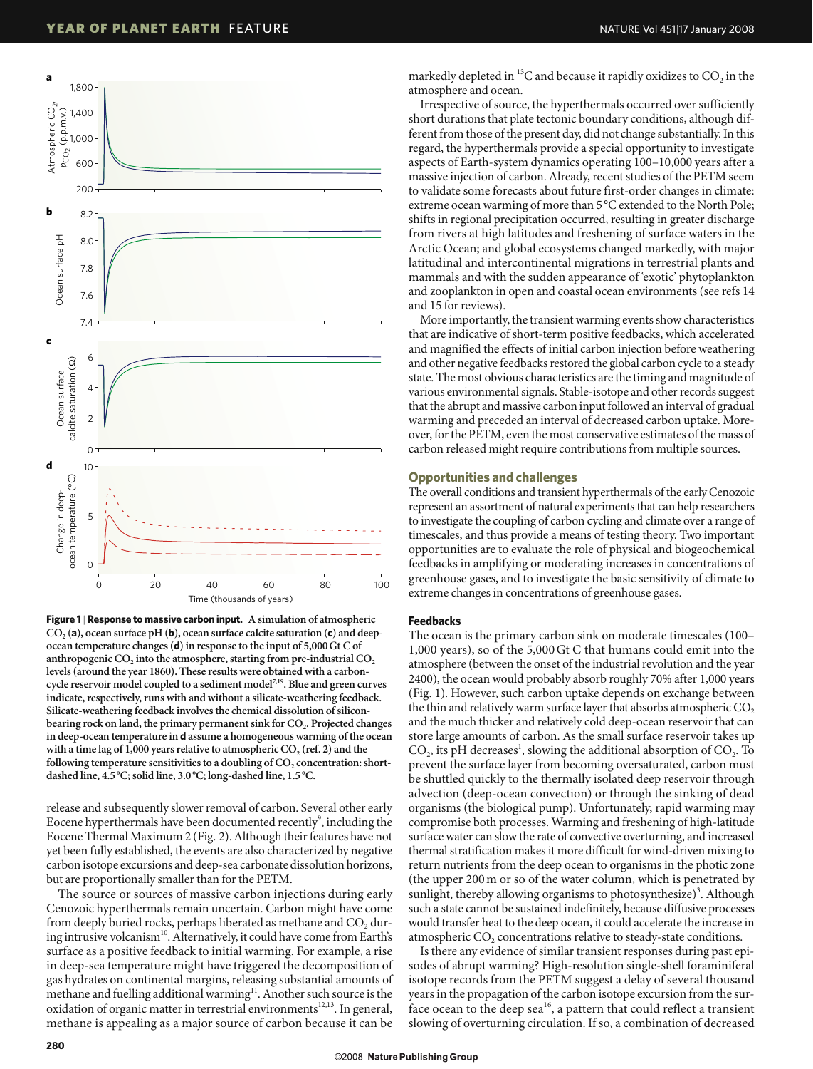a

Atmospheric $CO_2$, $pCO_2$ (p.p.m.v.)

1,800
1,400
1,000
600
200

b

Ocean surface pH

8.2
8.0
7.8
7.6
7.4

c

Ocean surface calcite saturation (Ω)

6
4
2
0

d

Change in deep-ocean temperature (°C)

10
5
0

0 20 40 60 80 100

Time (thousands of years)

**Figure 1 | Response to massive carbon input.** A simulation of atmospheric $CO_2$ (**a**), ocean surface pH (**b**), ocean surface calcite saturation (**c**) and deep-ocean temperature changes (**d**) in response to the input of 5,000 Gt C of anthropogenic $CO_2$ into the atmosphere, starting from pre-industrial $CO_2$ levels (around the year 1860). These results were obtained with a carbon-cycle reservoir model coupled to a sediment model[7,19]. Blue and green curves indicate, respectively, runs with and without a silicate-weathering feedback. Silicate-weathering feedback involves the chemical dissolution of silicon-bearing rock on land, the primary permanent sink for $CO_2$. Projected changes in deep-ocean temperature in **d** assume a homogeneous warming of the ocean with a time lag of 1,000 years relative to atmospheric $CO_2$ (ref. 2) and the following temperature sensitivities to a doubling of $CO_2$ concentration: short-dashed line, 4.5 °C; solid line, 3.0 °C; long-dashed line, 1.5 °C.

release and subsequently slower removal of carbon. Several other early Eocene hyperthermals have been documented recently[9], including the Eocene Thermal Maximum 2 (Fig. 2). Although their features have not yet been fully established, the events are also characterized by negative carbon isotope excursions and deep-sea carbonate dissolution horizons, but are proportionally smaller than for the PETM.

The source or sources of massive carbon injections during early Cenozoic hyperthermals remain uncertain. Carbon might have come from deeply buried rocks, perhaps liberated as methane and $CO_2$ during intrusive volcanism[10]. Alternatively, it could have come from Earth's surface as a positive feedback to initial warming. For example, a rise in deep-sea temperature might have triggered the decomposition of gas hydrates on continental margins, releasing substantial amounts of methane and fuelling additional warming[11]. Another such source is the oxidation of organic matter in terrestrial environments[12,13]. In general, methane is appealing as a major source of carbon because it can be markedly depleted in $^{13}C$ and because it rapidly oxidizes to $CO_2$ in the atmosphere and ocean.

Irrespective of source, the hyperthermals occurred over sufficiently short durations that plate tectonic boundary conditions, although different from those of the present day, did not change substantially. In this regard, the hyperthermals provide a special opportunity to investigate aspects of Earth-system dynamics operating 100–10,000 years after a massive injection of carbon. Already, recent studies of the PETM seem to validate some forecasts about future first-order changes in climate: extreme ocean warming of more than 5 °C extended to the North Pole; shifts in regional precipitation occurred, resulting in greater discharge from rivers at high latitudes and freshening of surface waters in the Arctic Ocean; and global ecosystems changed markedly, with major latitudinal and intercontinental migrations in terrestrial plants and mammals and with the sudden appearance of 'exotic' phytoplankton and zooplankton in open and coastal ocean environments (see refs 14 and 15 for reviews).

More importantly, the transient warming events show characteristics that are indicative of short-term positive feedbacks, which accelerated and magnified the effects of initial carbon injection before weathering and other negative feedbacks restored the global carbon cycle to a steady state. The most obvious characteristics are the timing and magnitude of various environmental signals. Stable-isotope and other records suggest that the abrupt and massive carbon input followed an interval of gradual warming and preceded an interval of decreased carbon uptake. Moreover, for the PETM, even the most conservative estimates of the mass of carbon released might require contributions from multiple sources.

## Opportunities and challenges

The overall conditions and transient hyperthermals of the early Cenozoic represent an assortment of natural experiments that can help researchers to investigate the coupling of carbon cycling and climate over a range of timescales, and thus provide a means of testing theory. Two important opportunities are to evaluate the role of physical and biogeochemical feedbacks in amplifying or moderating increases in concentrations of greenhouse gases, and to investigate the basic sensitivity of climate to extreme changes in concentrations of greenhouse gases.

### Feedbacks

The ocean is the primary carbon sink on moderate timescales (100–1,000 years), so of the 5,000 Gt C that humans could emit into the atmosphere (between the onset of the industrial revolution and the year 2400), the ocean would probably absorb roughly 70% after 1,000 years (Fig. 1). However, such carbon uptake depends on exchange between the thin and relatively warm surface layer that absorbs atmospheric $CO_2$ and the much thicker and relatively cold deep-ocean reservoir that can store large amounts of carbon. As the small surface reservoir takes up $CO_2$, its pH decreases[1], slowing the additional absorption of $CO_2$. To prevent the surface layer from becoming oversaturated, carbon must be shuttled quickly to the thermally isolated deep reservoir through advection (deep-ocean convection) or through the sinking of dead organisms (the biological pump). Unfortunately, rapid warming may compromise both processes. Warming and freshening of high-latitude surface water can slow the rate of convective overturning, and increased thermal stratification makes it more difficult for wind-driven mixing to return nutrients from the deep ocean to organisms in the photic zone (the upper 200 m or so of the water column, which is penetrated by sunlight, thereby allowing organisms to photosynthesize)[3]. Although such a state cannot be sustained indefinitely, because diffusive processes would transfer heat to the deep ocean, it could accelerate the increase in atmospheric $CO_2$ concentrations relative to steady-state conditions.

Is there any evidence of similar transient responses during past episodes of abrupt warming? High-resolution single-shell foraminiferal isotope records from the PETM suggest a delay of several thousand years in the propagation of the carbon isotope excursion from the surface ocean to the deep sea[16], a pattern that could reflect a transient slowing of overturning circulation. If so, a combination of decreased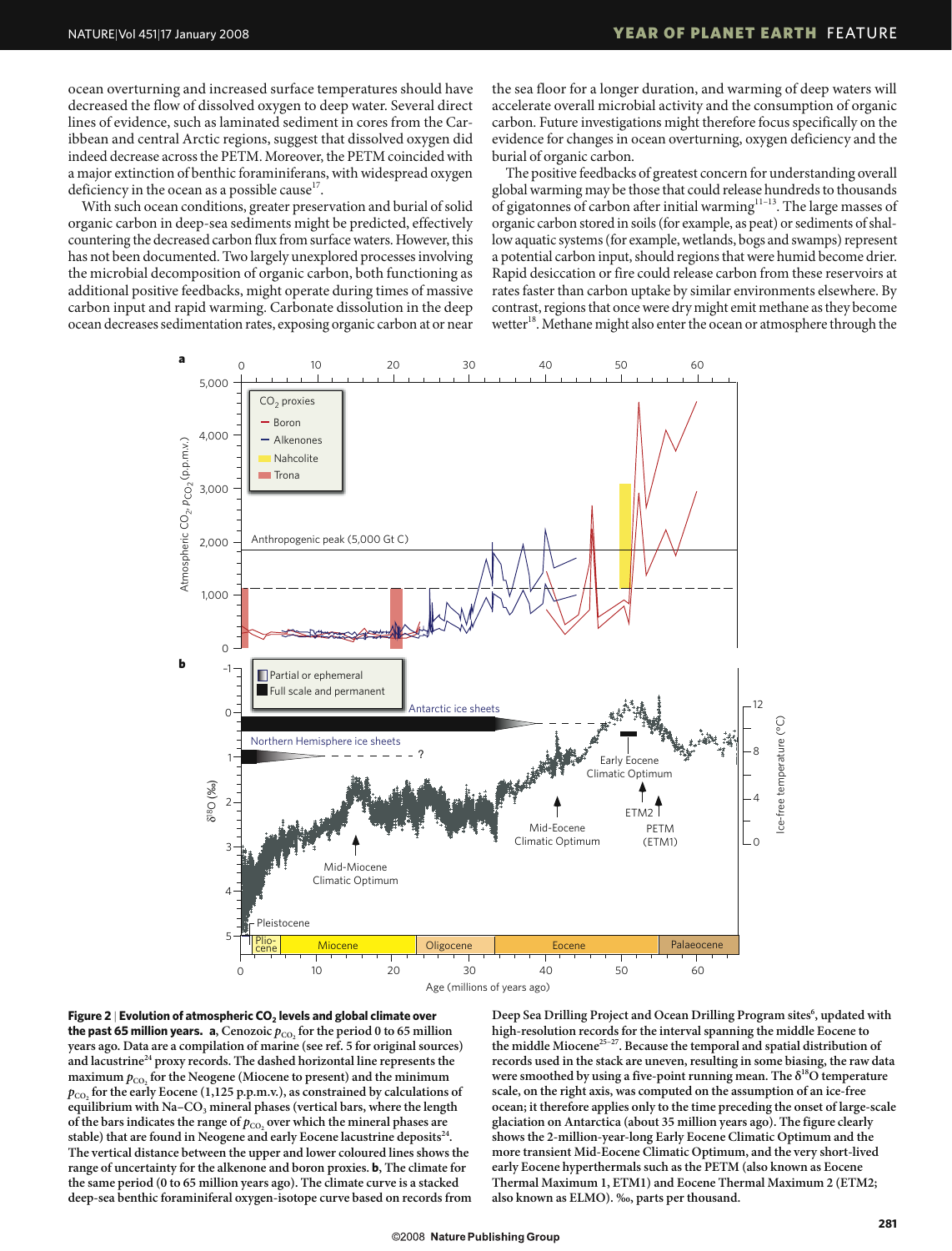ocean overturning and increased surface temperatures should have decreased the flow of dissolved oxygen to deep water. Several direct lines of evidence, such as laminated sediment in cores from the Caribbean and central Arctic regions, suggest that dissolved oxygen did indeed decrease across the PETM. Moreover, the PETM coincided with a major extinction of benthic foraminiferans, with widespread oxygen deficiency in the ocean as a possible cause[17].

With such ocean conditions, greater preservation and burial of solid organic carbon in deep-sea sediments might be predicted, effectively countering the decreased carbon flux from surface waters. However, this has not been documented. Two largely unexplored processes involving the microbial decomposition of organic carbon, both functioning as additional positive feedbacks, might operate during times of massive carbon input and rapid warming. Carbonate dissolution in the deep ocean decreases sedimentation rates, exposing organic carbon at or near the sea floor for a longer duration, and warming of deep waters will accelerate overall microbial activity and the consumption of organic carbon. Future investigations might therefore focus specifically on the evidence for changes in ocean overturning, oxygen deficiency and the burial of organic carbon.

The positive feedbacks of greatest concern for understanding overall global warming may be those that could release hundreds to thousands of gigatonnes of carbon after initial warming[11–13]. The large masses of organic carbon stored in soils (for example, as peat) or sediments of shallow aquatic systems (for example, wetlands, bogs and swamps) represent a potential carbon input, should regions that were humid become drier. Rapid desiccation or fire could release carbon from these reservoirs at rates faster than carbon uptake by similar environments elsewhere. By contrast, regions that once were dry might emit methane as they become wetter[18]. Methane might also enter the ocean or atmosphere through the

**Figure 2 | Evolution of atmospheric $CO_2$ levels and global climate over the past 65 million years. a**, Cenozoic $p_{CO_2}$ for the period 0 to 65 million years ago. Data are a compilation of marine (see ref. 5 for original sources) and lacustrine[24] proxy records. The dashed horizontal line represents the maximum $p_{CO_2}$ for the Neogene (Miocene to present) and the minimum $p_{CO_2}$ for the early Eocene (1,125 p.p.m.v.), as constrained by calculations of equilibrium with Na–$CO_3$ mineral phases (vertical bars, where the length of the bars indicates the range of $p_{CO_2}$ over which the mineral phases are stable) that are found in Neogene and early Eocene lacustrine deposits[24]. The vertical distance between the upper and lower coloured lines shows the range of uncertainty for the alkenone and boron proxies. **b**, The climate for the same period (0 to 65 million years ago). The climate curve is a stacked deep-sea benthic foraminiferal oxygen-isotope curve based on records from Deep Sea Drilling Project and Ocean Drilling Program sites[6], updated with high-resolution records for the interval spanning the middle Eocene to the middle Miocene[25–27]. Because the temporal and spatial distribution of records used in the stack are uneven, resulting in some biasing, the raw data were smoothed by using a five-point running mean. The $\delta^{18}O$ temperature scale, on the right axis, was computed on the assumption of an ice-free ocean; it therefore applies only to the time preceding the onset of large-scale glaciation on Antarctica (about 35 million years ago). The figure clearly shows the 2-million-year-long Early Eocene Climatic Optimum and the more transient Mid-Eocene Climatic Optimum, and the very short-lived early Eocene hyperthermals such as the PETM (also known as Eocene Thermal Maximum 1, ETM1) and Eocene Thermal Maximum 2 (ETM2; also known as ELMO). ‰, parts per thousand.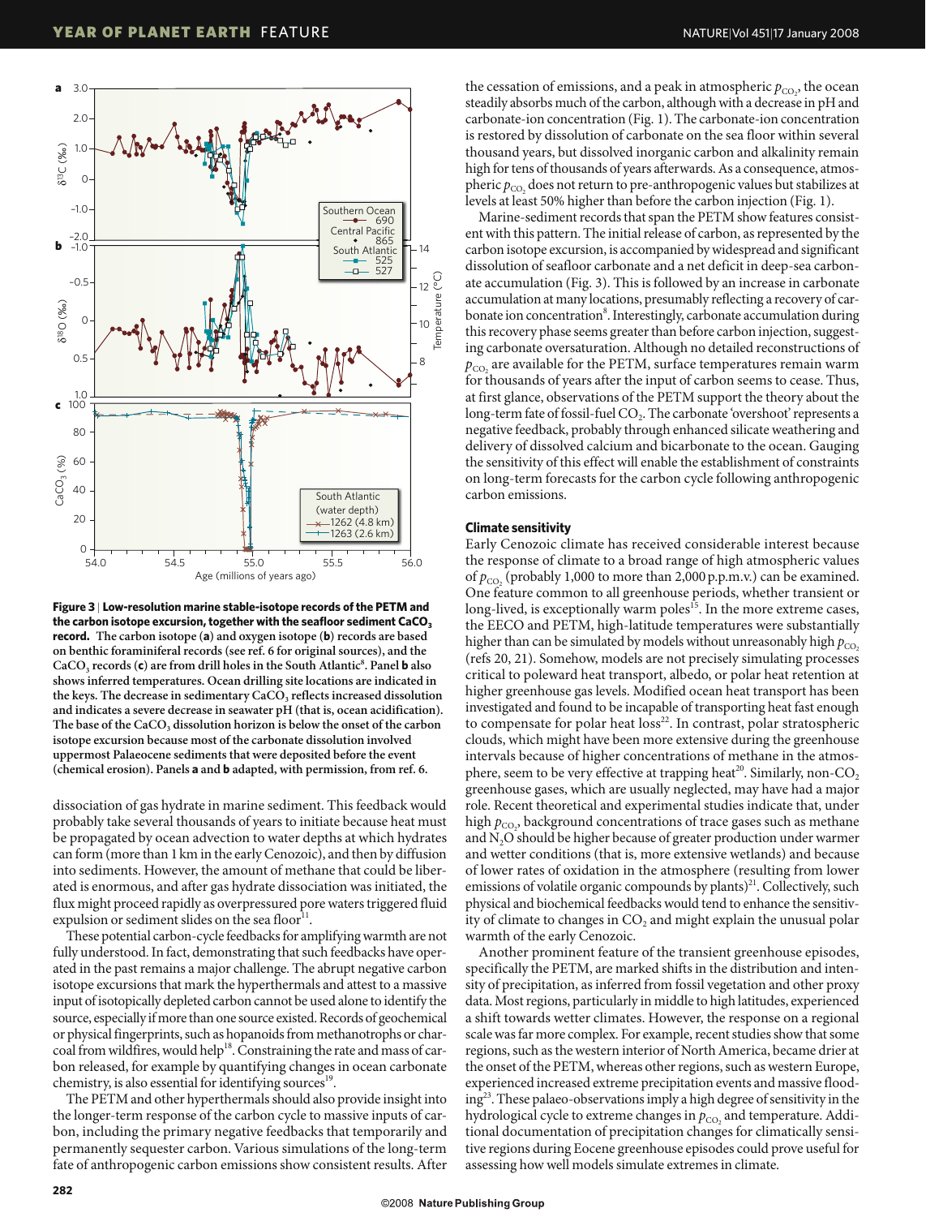**Figure 3 | Low-resolution marine stable-isotope records of the PETM and the carbon isotope excursion, together with the seafloor sediment $CaCO_3$ record.** The carbon isotope (**a**) and oxygen isotope (**b**) records are based on benthic foraminiferal records (see ref. 6 for original sources), and the $CaCO_3$ (**c**) records are from drill holes in the South Atlantic[8]. Panel **b** also shows inferred temperatures. Ocean drilling site locations are indicated in the keys. The decrease in sedimentary $CaCO_3$ reflects increased dissolution and indicates a severe decrease in seawater pH (that is, ocean acidification). The base of the $CaCO_3$ dissolution horizon is below the onset of the carbon isotope excursion because most of the carbonate dissolution involved uppermost Palaeocene sediments that were deposited before the event (chemical erosion). Panels **a** and **b** adapted, with permission, from ref. 6.

dissociation of gas hydrate in marine sediment. This feedback would probably take several thousands of years to initiate because heat must be propagated by ocean advection to water depths at which hydrates can form (more than 1 km in the early Cenozoic), and then by diffusion into sediments. However, the amount of methane that could be liberated is enormous, and after gas hydrate dissociation was initiated, the flux might proceed rapidly as overpressured pore waters triggered fluid expulsion or sediment slides on the sea floor[11].

These potential carbon-cycle feedbacks for amplifying warmth are not fully understood. In fact, demonstrating that such feedbacks have operated in the past remains a major challenge. The abrupt negative carbon isotope excursions that mark the hyperthermals and attest to a massive input of isotopically depleted carbon cannot be used alone to identify the source, especially if more than one source existed. Records of geochemical or physical fingerprints, such as hopanoids from methanotrophs or charcoal from wildfires, would help[18]. Constraining the rate and mass of carbon released, for example by quantifying changes in ocean carbonate chemistry, is also essential for identifying sources[19].

The PETM and other hyperthermals should also provide insight into the longer-term response of the carbon cycle to massive inputs of carbon, including the primary negative feedbacks that temporarily and permanently sequester carbon. Various simulations of the long-term fate of anthropogenic carbon emissions show consistent results. After the cessation of emissions, and a peak in atmospheric $p_{CO_2}$, the ocean steadily absorbs much of the carbon, although with a decrease in pH and carbonate-ion concentration (Fig. 1). The carbonate-ion concentration is restored by dissolution of carbonate on the sea floor within several thousand years, but dissolved inorganic carbon and alkalinity remain high for tens of thousands of years afterwards. As a consequence, atmospheric $p_{CO_2}$ does not return to pre-anthropogenic values but stabilizes at levels at least 50% higher than before the carbon injection (Fig. 1).

Marine-sediment records that span the PETM show features consistent with this pattern. The initial release of carbon, as represented by the carbon isotope excursion, is accompanied by widespread and significant dissolution of seafloor carbonate and a net deficit in deep-sea carbonate accumulation (Fig. 3). This is followed by an increase in carbonate accumulation at many locations, presumably reflecting a recovery of carbonate ion concentration[8]. Interestingly, carbonate accumulation during this recovery phase seems greater than before carbon injection, suggesting carbonate oversaturation. Although no detailed reconstructions of $p_{CO_2}$ are available for the PETM, surface temperatures remain warm for thousands of years after the input of carbon seems to cease. Thus, at first glance, observations of the PETM support the theory about the long-term fate of fossil-fuel $CO_2$. The carbonate 'overshoot' represents a negative feedback, probably through enhanced silicate weathering and delivery of dissolved calcium and bicarbonate to the ocean. Gauging the sensitivity of this effect will enable the establishment of constraints on long-term forecasts for the carbon cycle following anthropogenic carbon emissions.

### Climate sensitivity

Early Cenozoic climate has received considerable interest because the response of climate to a broad range of high atmospheric values of $p_{CO_2}$ (probably 1,000 to more than 2,000 p.p.m.v.) can be examined. One feature common to all greenhouse periods, whether transient or long-lived, is exceptionally warm poles[15]. In the more extreme cases, the EECO and PETM, high-latitude temperatures were substantially higher than can be simulated by models without unreasonably high $p_{CO_2}$ (refs 20, 21). Somehow, models are not precisely simulating processes critical to poleward heat transport, albedo, or polar heat retention at higher greenhouse gas levels. Modified ocean heat transport has been investigated and found to be incapable of transporting heat fast enough to compensate for polar heat loss[22]. In contrast, polar stratospheric clouds, which might have been more extensive during the greenhouse intervals because of higher concentrations of methane in the atmosphere, seem to be very effective at trapping heat[20]. Similarly, non-$CO_2$ greenhouse gases, which are usually neglected, may have had a major role. Recent theoretical and experimental studies indicate that, under high $p_{CO_2}$, background concentrations of trace gases such as methane and $N_2O$ should be higher because of greater production under warmer and wetter conditions (that is, more extensive wetlands) and because of lower rates of oxidation in the atmosphere (resulting from lower emissions of volatile organic compounds by plants)[21]. Collectively, such physical and biochemical feedbacks would tend to enhance the sensitivity of climate to changes in $CO_2$ and might explain the unusual polar warmth of the early Cenozoic.

Another prominent feature of the transient greenhouse episodes, specifically the PETM, are marked shifts in the distribution and intensity of precipitation, as inferred from fossil vegetation and other proxy data. Most regions, particularly in middle to high latitudes, experienced a shift towards wetter climates. However, the response on a regional scale was far more complex. For example, recent studies show that some regions, such as the western interior of North America, became drier at the onset of the PETM, whereas other regions, such as western Europe, experienced increased extreme precipitation events and massive flooding[23]. These palaeo-observations imply a high degree of sensitivity in the hydrological cycle to extreme changes in $p_{CO_2}$ and temperature. Additional documentation of precipitation changes for climatically sensitive regions during Eocene greenhouse episodes could prove useful for assessing how well models simulate extremes in climate.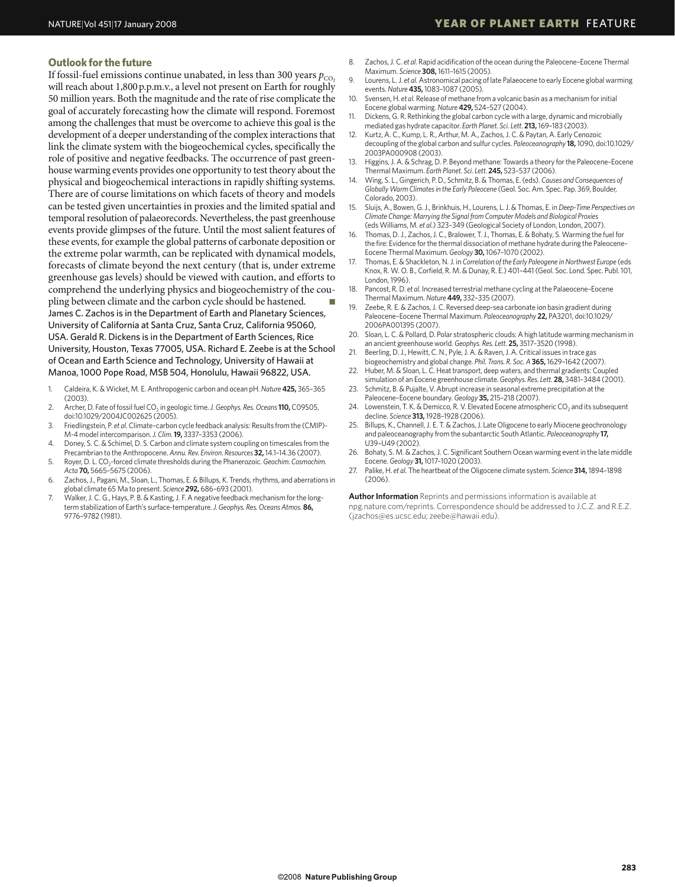## Outlook for the future

If fossil-fuel emissions continue unabated, in less than 300 years $p_{CO_2}$ will reach about 1,800 p.p.m.v., a level not present on Earth for roughly 50 million years. Both the magnitude and the rate of rise complicate the goal of accurately forecasting how the climate will respond. Foremost among the challenges that must be overcome to achieve this goal is the development of a deeper understanding of the complex interactions that link the climate system with the biogeochemical cycles, specifically the role of positive and negative feedbacks. The occurrence of past greenhouse warming events provides one opportunity to test theory about the physical and biogeochemical interactions in rapidly shifting systems. There are of course limitations on which facets of theory and models can be tested given uncertainties in proxies and the limited spatial and temporal resolution of palaeorecords. Nevertheless, the past greenhouse events provide glimpses of the future. Until the most salient features of these events, for example the global patterns of carbonate deposition or the extreme polar warmth, can be replicated with dynamical models, forecasts of climate beyond the next century (that is, under extreme greenhouse gas levels) should be viewed with caution, and efforts to comprehend the underlying physics and biogeochemistry of the coupling between climate and the carbon cycle should be hastened. ■

James C. Zachos is in the Department of Earth and Planetary Sciences, University of California at Santa Cruz, Santa Cruz, California 95060, USA. Gerald R. Dickens is in the Department of Earth Sciences, Rice University, Houston, Texas 77005, USA. Richard E. Zeebe is at the School of Ocean and Earth Science and Technology, University of Hawaii at Manoa, 1000 Pope Road, MSB 504, Honolulu, Hawaii 96822, USA.

1. Caldeira, K. & Wicket, M. E. Anthropogenic carbon and ocean pH. *Nature* **425,** 365–365 (2003).
2. Archer, D. Fate of fossil fuel $CO_2$ in geologic time. *J. Geophys. Res. Oceans* **110,** C09S05, doi:10.1029/2004JC002625 (2005).
3. Friedlingstein, P. *et al.* Climate–carbon cycle feedback analysis: Results from the (CMIP)-M-4 model intercomparison. *J. Clim.* **19,** 3337–3353 (2006).
4. Doney, S. C. & Schimel, D. S. Carbon and climate system coupling on timescales from the Precambrian to the Anthropocene. *Annu. Rev. Environ. Resources* **32,** 14.1–14.36 (2007).
5. Royer, D. L. $CO_2$-forced climate thresholds during the Phanerozoic. *Geochim. Cosmochim. Acta* **70,** 5665–5675 (2006).
6. Zachos, J., Pagani, M., Sloan, L., Thomas, E. & Billups, K. Trends, rhythms, and aberrations in global climate 65 Ma to present. *Science* **292,** 686–693 (2001).
7. Walker, J. C. G., Hays, P. B. & Kasting, J. F. A negative feedback mechanism for the long-term stabilization of Earth's surface-temperature. *J. Geophys. Res. Oceans Atmos.* **86,** 9776–9782 (1981).
8. Zachos, J. C. *et al.* Rapid acidification of the ocean during the Paleocene–Eocene Thermal Maximum. *Science* **308,** 1611–1615 (2005).
9. Lourens, L. J. *et al.* Astronomical pacing of late Palaeocene to early Eocene global warming events. *Nature* **435,** 1083–1087 (2005).
10. Svensen, H. *et al.* Release of methane from a volcanic basin as a mechanism for initial Eocene global warming. *Nature* **429,** 524–527 (2004).
11. Dickens, G. R. Rethinking the global carbon cycle with a large, dynamic and microbially mediated gas hydrate capacitor. *Earth Planet. Sci. Lett.* **213,** 169–183 (2003).
12. Kurtz, A. C., Kump, L. R., Arthur, M. A., Zachos, J. C. & Paytan, A. Early Cenozoic decoupling of the global carbon and sulfur cycles. *Paleoceanography* **18,** 1090, doi:10.1029/2003PA000908 (2003).
13. Higgins, J. A. & Schrag, D. P. Beyond methane: Towards a theory for the Paleocene–Eocene Thermal Maximum. *Earth Planet. Sci. Lett.* **245,** 523–537 (2006).
14. Wing, S. L., Gingerich, P. D., Schmitz, B. & Thomas, E. (eds). *Causes and Consequences of Globally Warm Climates in the Early Paleocene* (Geol. Soc. Am. Spec. Pap. 369, Boulder, Colorado, 2003).
15. Sluijs, A., Bowen, G. J., Brinkhuis, H., Lourens, L. J. & Thomas, E. in *Deep-Time Perspectives on Climate Change: Marrying the Signal from Computer Models and Biological Proxies* (eds Williams, M. *et al.*) 323–349 (Geological Society of London, London, 2007).
16. Thomas, D. J., Zachos, J. C., Bralower, T. J., Thomas, E. & Bohaty, S. Warming the fuel for the fire: Evidence for the thermal dissociation of methane hydrate during the Paleocene–Eocene Thermal Maximum. *Geology* **30,** 1067–1070 (2002).
17. Thomas, E. & Shackleton, N. J. in *Correlation of the Early Paleogene in Northwest Europe* (eds Knox, R. W. O. B., Corfield, R. M. & Dunay, R. E.) 401–441 (Geol. Soc. Lond. Spec. Publ. 101, London, 1996).
18. Pancost, R. D. *et al.* Increased terrestrial methane cycling at the Palaeocene–Eocene Thermal Maximum. *Nature* **449,** 332–335 (2007).
19. Zeebe, R. E. & Zachos, J. C. Reversed deep-sea carbonate ion basin gradient during Paleocene–Eocene Thermal Maximum. *Paleoceanography* **22,** PA3201, doi:10.1029/2006PA001395 (2007).
20. Sloan, L. C. & Pollard, D. Polar stratospheric clouds: A high latitude warming mechanism in an ancient greenhouse world. *Geophys. Res. Lett.* **25,** 3517–3520 (1998).
21. Beerling, D. J., Hewitt, C. N., Pyle, J. A. & Raven, J. A. Critical issues in trace gas biogeochemistry and global change. *Phil. Trans. R. Soc. A* **365,** 1629–1642 (2007).
22. Huber, M. & Sloan, L. C. Heat transport, deep waters, and thermal gradients: Coupled simulation of an Eocene greenhouse climate. *Geophys. Res. Lett.* **28,** 3481–3484 (2001).
23. Schmitz, B. & Pujalte, V. Abrupt increase in seasonal extreme precipitation at the Paleocene–Eocene boundary. *Geology* **35,** 215–218 (2007).
24. Lowenstein, T. K. & Demicco, R. V. Elevated Eocene atmospheric $CO_2$ and its subsequent decline. *Science* **313,** 1928–1928 (2006).
25. Billups, K., Channell, J. E. T. & Zachos, J. Late Oligocene to early Miocene geochronology and paleoceanography from the subantarctic South Atlantic. *Paleoceanography* **17,** U39–U49 (2002).
26. Bohaty, S. M. & Zachos, J. C. Significant Southern Ocean warming event in the late middle Eocene. *Geology* **31,** 1017–1020 (2003).
27. Palike, H. *et al.* The heartbeat of the Oligocene climate system. *Science* **314,** 1894–1898 (2006).

**Author Information** Reprints and permissions information is available at npg.nature.com/reprints. Correspondence should be addressed to J.C.Z. and R.E.Z. (jzachos@es.ucsc.edu; zeebe@hawaii.edu).